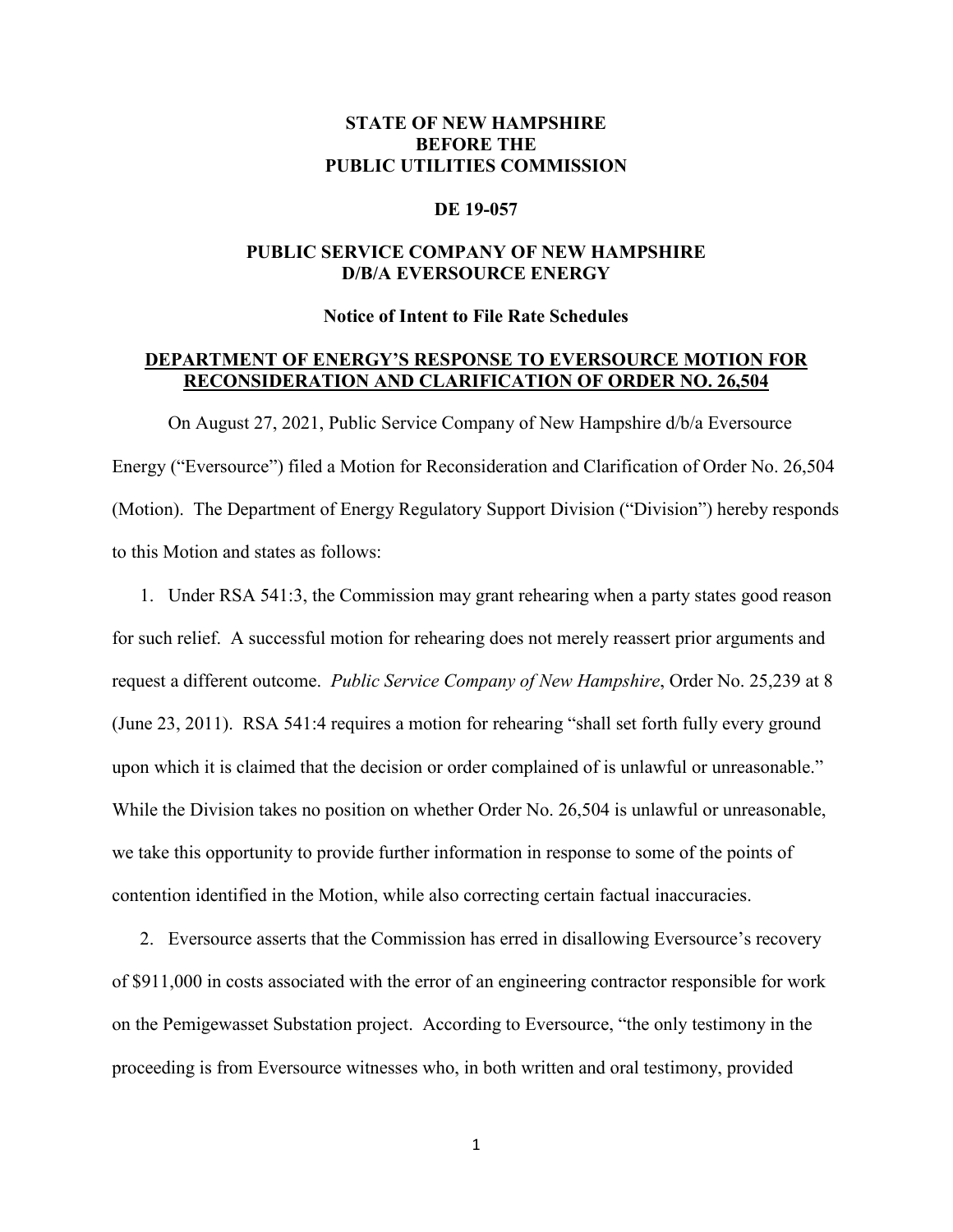**STATE OF NEW HAMPSHIRE**
**BEFORE THE**
**PUBLIC UTILITIES COMMISSION**

**DE 19-057**

**PUBLIC SERVICE COMPANY OF NEW HAMPSHIRE**
**D/B/A EVERSOURCE ENERGY**

**Notice of Intent to File Rate Schedules**

**DEPARTMENT OF ENERGY'S RESPONSE TO EVERSOURCE MOTION FOR RECONSIDERATION AND CLARIFICATION OF ORDER NO. 26,504**

On August 27, 2021, Public Service Company of New Hampshire d/b/a Eversource Energy ("Eversource") filed a Motion for Reconsideration and Clarification of Order No. 26,504 (Motion). The Department of Energy Regulatory Support Division ("Division") hereby responds to this Motion and states as follows:

1. Under RSA 541:3, the Commission may grant rehearing when a party states good reason for such relief. A successful motion for rehearing does not merely reassert prior arguments and request a different outcome. *Public Service Company of New Hampshire*, Order No. 25,239 at 8 (June 23, 2011). RSA 541:4 requires a motion for rehearing "shall set forth fully every ground upon which it is claimed that the decision or order complained of is unlawful or unreasonable." While the Division takes no position on whether Order No. 26,504 is unlawful or unreasonable, we take this opportunity to provide further information in response to some of the points of contention identified in the Motion, while also correcting certain factual inaccuracies.

2. Eversource asserts that the Commission has erred in disallowing Eversource's recovery of $911,000 in costs associated with the error of an engineering contractor responsible for work on the Pemigewasset Substation project. According to Eversource, "the only testimony in the proceeding is from Eversource witnesses who, in both written and oral testimony, provided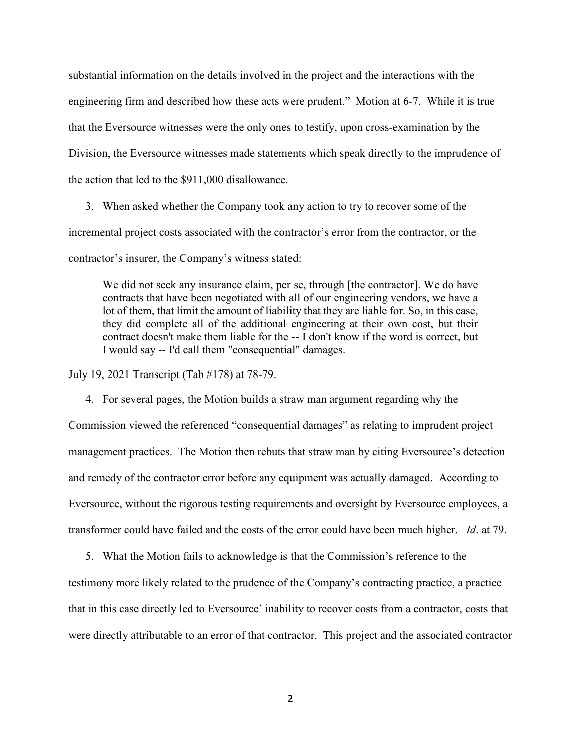substantial information on the details involved in the project and the interactions with the engineering firm and described how these acts were prudent." Motion at 6-7. While it is true that the Eversource witnesses were the only ones to testify, upon cross-examination by the Division, the Eversource witnesses made statements which speak directly to the imprudence of the action that led to the $911,000 disallowance.

3. When asked whether the Company took any action to try to recover some of the incremental project costs associated with the contractor's error from the contractor, or the contractor's insurer, the Company's witness stated:

> We did not seek any insurance claim, per se, through [the contractor]. We do have contracts that have been negotiated with all of our engineering vendors, we have a lot of them, that limit the amount of liability that they are liable for. So, in this case, they did complete all of the additional engineering at their own cost, but their contract doesn't make them liable for the -- I don't know if the word is correct, but I would say -- I'd call them "consequential" damages.

July 19, 2021 Transcript (Tab #178) at 78-79.

4. For several pages, the Motion builds a straw man argument regarding why the Commission viewed the referenced "consequential damages" as relating to imprudent project management practices. The Motion then rebuts that straw man by citing Eversource's detection and remedy of the contractor error before any equipment was actually damaged. According to Eversource, without the rigorous testing requirements and oversight by Eversource employees, a transformer could have failed and the costs of the error could have been much higher. *Id*. at 79.

5. What the Motion fails to acknowledge is that the Commission's reference to the testimony more likely related to the prudence of the Company's contracting practice, a practice that in this case directly led to Eversource' inability to recover costs from a contractor, costs that were directly attributable to an error of that contractor. This project and the associated contractor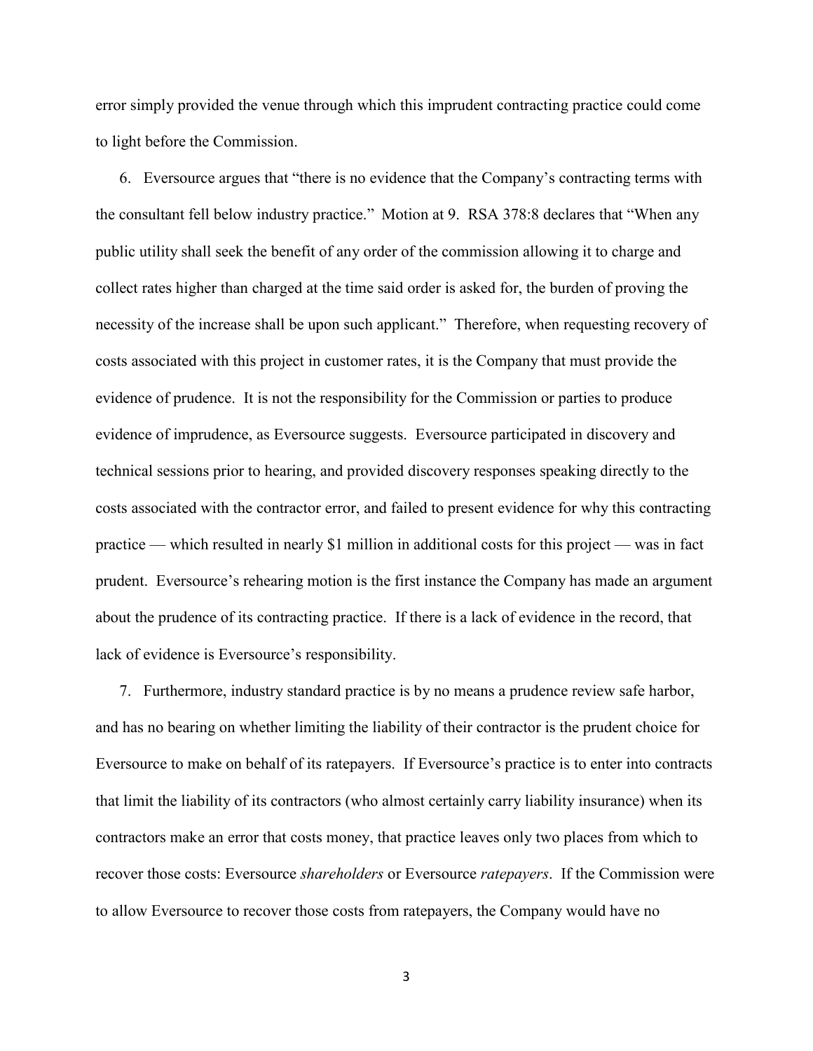error simply provided the venue through which this imprudent contracting practice could come to light before the Commission.

6. Eversource argues that "there is no evidence that the Company's contracting terms with the consultant fell below industry practice." Motion at 9. RSA 378:8 declares that "When any public utility shall seek the benefit of any order of the commission allowing it to charge and collect rates higher than charged at the time said order is asked for, the burden of proving the necessity of the increase shall be upon such applicant." Therefore, when requesting recovery of costs associated with this project in customer rates, it is the Company that must provide the evidence of prudence. It is not the responsibility for the Commission or parties to produce evidence of imprudence, as Eversource suggests. Eversource participated in discovery and technical sessions prior to hearing, and provided discovery responses speaking directly to the costs associated with the contractor error, and failed to present evidence for why this contracting practice — which resulted in nearly $1 million in additional costs for this project — was in fact prudent. Eversource's rehearing motion is the first instance the Company has made an argument about the prudence of its contracting practice. If there is a lack of evidence in the record, that lack of evidence is Eversource's responsibility.

7. Furthermore, industry standard practice is by no means a prudence review safe harbor, and has no bearing on whether limiting the liability of their contractor is the prudent choice for Eversource to make on behalf of its ratepayers. If Eversource's practice is to enter into contracts that limit the liability of its contractors (who almost certainly carry liability insurance) when its contractors make an error that costs money, that practice leaves only two places from which to recover those costs: Eversource *shareholders* or Eversource *ratepayers*. If the Commission were to allow Eversource to recover those costs from ratepayers, the Company would have no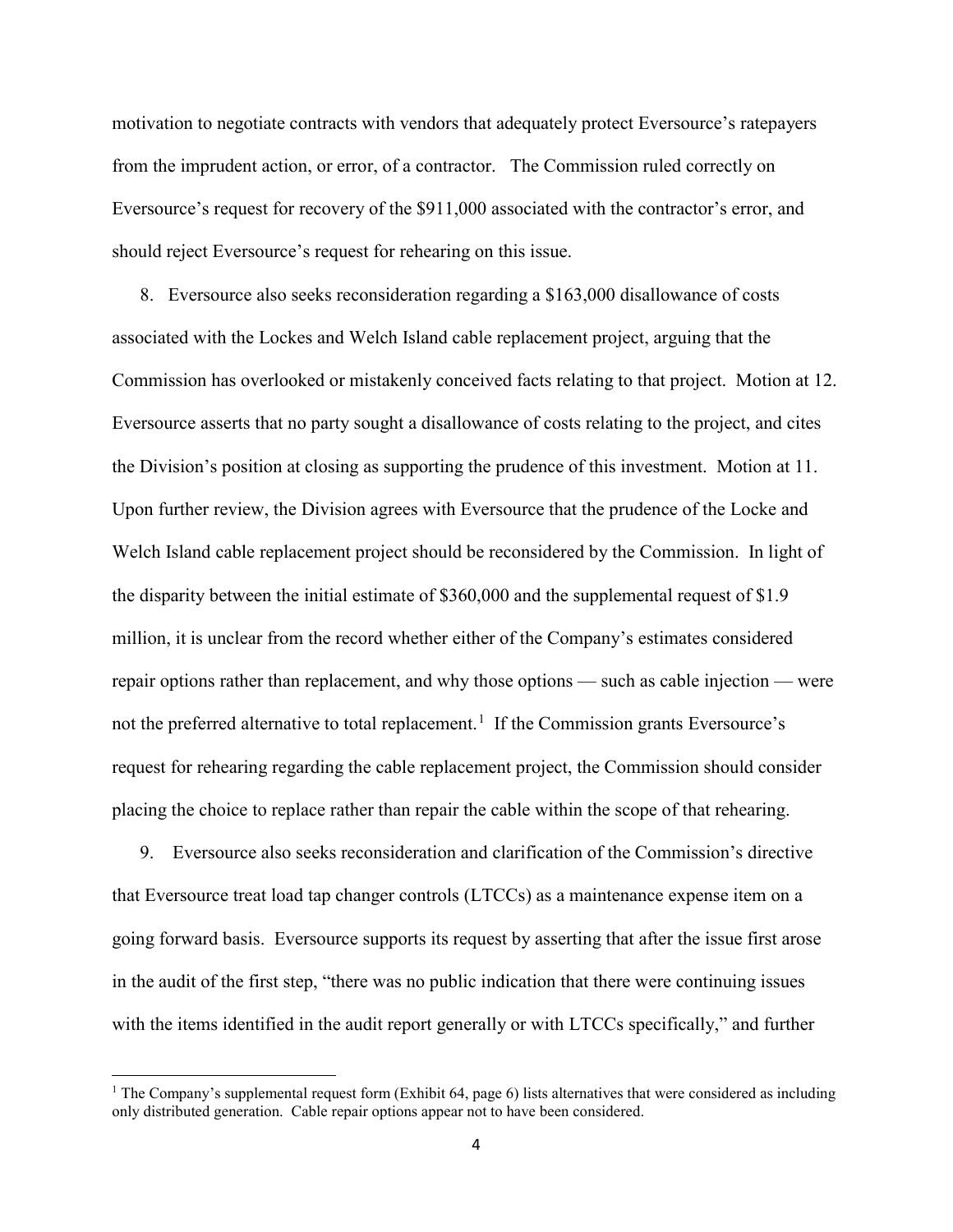motivation to negotiate contracts with vendors that adequately protect Eversource's ratepayers from the imprudent action, or error, of a contractor. The Commission ruled correctly on Eversource's request for recovery of the $911,000 associated with the contractor's error, and should reject Eversource's request for rehearing on this issue.

8. Eversource also seeks reconsideration regarding a $163,000 disallowance of costs associated with the Lockes and Welch Island cable replacement project, arguing that the Commission has overlooked or mistakenly conceived facts relating to that project. Motion at 12. Eversource asserts that no party sought a disallowance of costs relating to the project, and cites the Division's position at closing as supporting the prudence of this investment. Motion at 11. Upon further review, the Division agrees with Eversource that the prudence of the Locke and Welch Island cable replacement project should be reconsidered by the Commission. In light of the disparity between the initial estimate of $360,000 and the supplemental request of $1.9 million, it is unclear from the record whether either of the Company's estimates considered repair options rather than replacement, and why those options — such as cable injection — were not the preferred alternative to total replacement.[1] If the Commission grants Eversource's request for rehearing regarding the cable replacement project, the Commission should consider placing the choice to replace rather than repair the cable within the scope of that rehearing.

9. Eversource also seeks reconsideration and clarification of the Commission's directive that Eversource treat load tap changer controls (LTCCs) as a maintenance expense item on a going forward basis. Eversource supports its request by asserting that after the issue first arose in the audit of the first step, "there was no public indication that there were continuing issues with the items identified in the audit report generally or with LTCCs specifically," and further

[1] The Company's supplemental request form (Exhibit 64, page 6) lists alternatives that were considered as including only distributed generation. Cable repair options appear not to have been considered.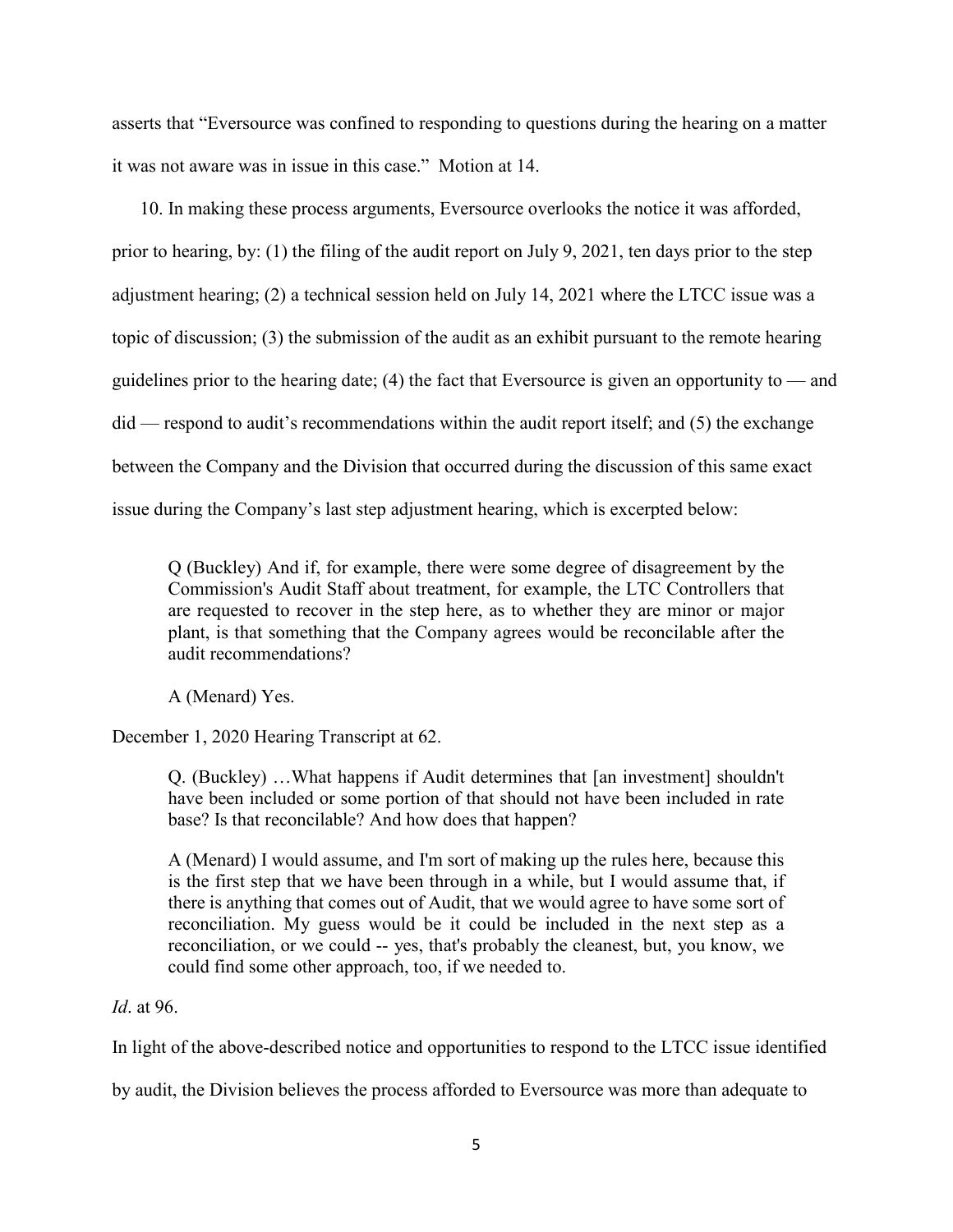asserts that "Eversource was confined to responding to questions during the hearing on a matter it was not aware was in issue in this case." Motion at 14.

10. In making these process arguments, Eversource overlooks the notice it was afforded, prior to hearing, by: (1) the filing of the audit report on July 9, 2021, ten days prior to the step adjustment hearing; (2) a technical session held on July 14, 2021 where the LTCC issue was a topic of discussion; (3) the submission of the audit as an exhibit pursuant to the remote hearing guidelines prior to the hearing date; (4) the fact that Eversource is given an opportunity to — and did — respond to audit's recommendations within the audit report itself; and (5) the exchange between the Company and the Division that occurred during the discussion of this same exact issue during the Company's last step adjustment hearing, which is excerpted below:

> Q (Buckley) And if, for example, there were some degree of disagreement by the Commission's Audit Staff about treatment, for example, the LTC Controllers that are requested to recover in the step here, as to whether they are minor or major plant, is that something that the Company agrees would be reconcilable after the audit recommendations?
>
> A (Menard) Yes.

December 1, 2020 Hearing Transcript at 62.

> Q. (Buckley) …What happens if Audit determines that [an investment] shouldn't have been included or some portion of that should not have been included in rate base? Is that reconcilable? And how does that happen?
>
> A (Menard) I would assume, and I'm sort of making up the rules here, because this is the first step that we have been through in a while, but I would assume that, if there is anything that comes out of Audit, that we would agree to have some sort of reconciliation. My guess would be it could be included in the next step as a reconciliation, or we could -- yes, that's probably the cleanest, but, you know, we could find some other approach, too, if we needed to.

*Id*. at 96.

In light of the above-described notice and opportunities to respond to the LTCC issue identified by audit, the Division believes the process afforded to Eversource was more than adequate to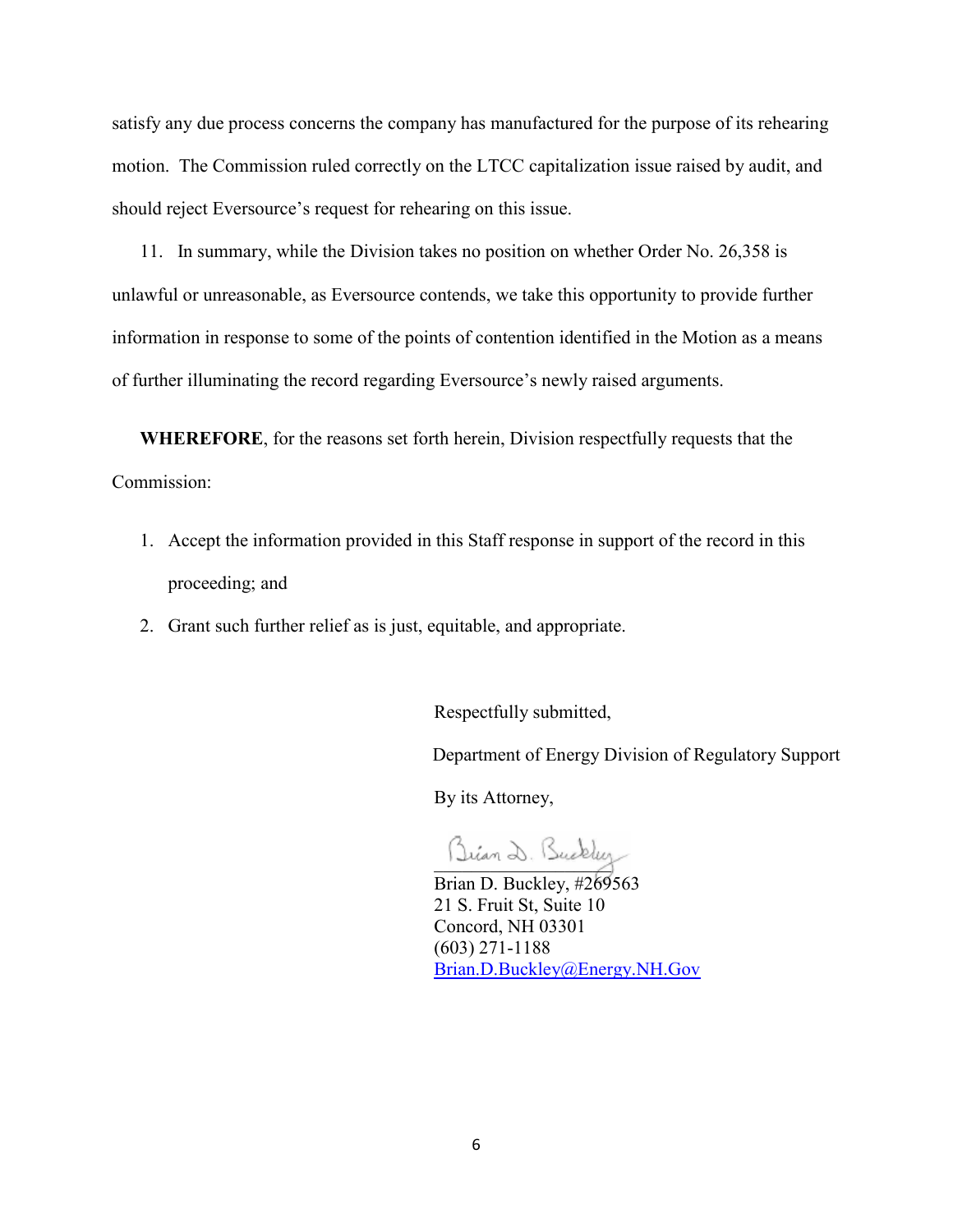satisfy any due process concerns the company has manufactured for the purpose of its rehearing motion. The Commission ruled correctly on the LTCC capitalization issue raised by audit, and should reject Eversource's request for rehearing on this issue.

11. In summary, while the Division takes no position on whether Order No. 26,358 is unlawful or unreasonable, as Eversource contends, we take this opportunity to provide further information in response to some of the points of contention identified in the Motion as a means of further illuminating the record regarding Eversource's newly raised arguments.

**WHEREFORE**, for the reasons set forth herein, Division respectfully requests that the Commission:

1. Accept the information provided in this Staff response in support of the record in this proceeding; and
2. Grant such further relief as is just, equitable, and appropriate.

Respectfully submitted,

Department of Energy Division of Regulatory Support

By its Attorney,

Brian D. Buckley, #269563
21 S. Fruit St, Suite 10
Concord, NH 03301
(603) 271-1188
Brian.D.Buckley@Energy.NH.Gov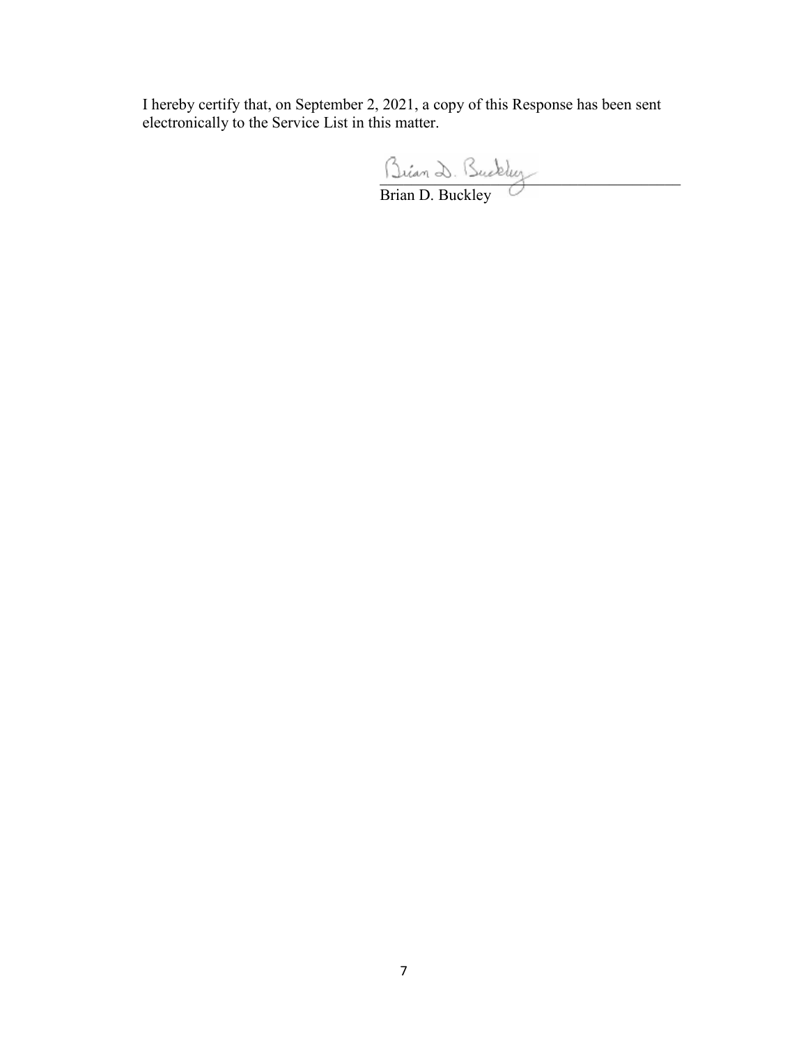I hereby certify that, on September 2, 2021, a copy of this Response has been sent electronically to the Service List in this matter.

Brian D. Buckley